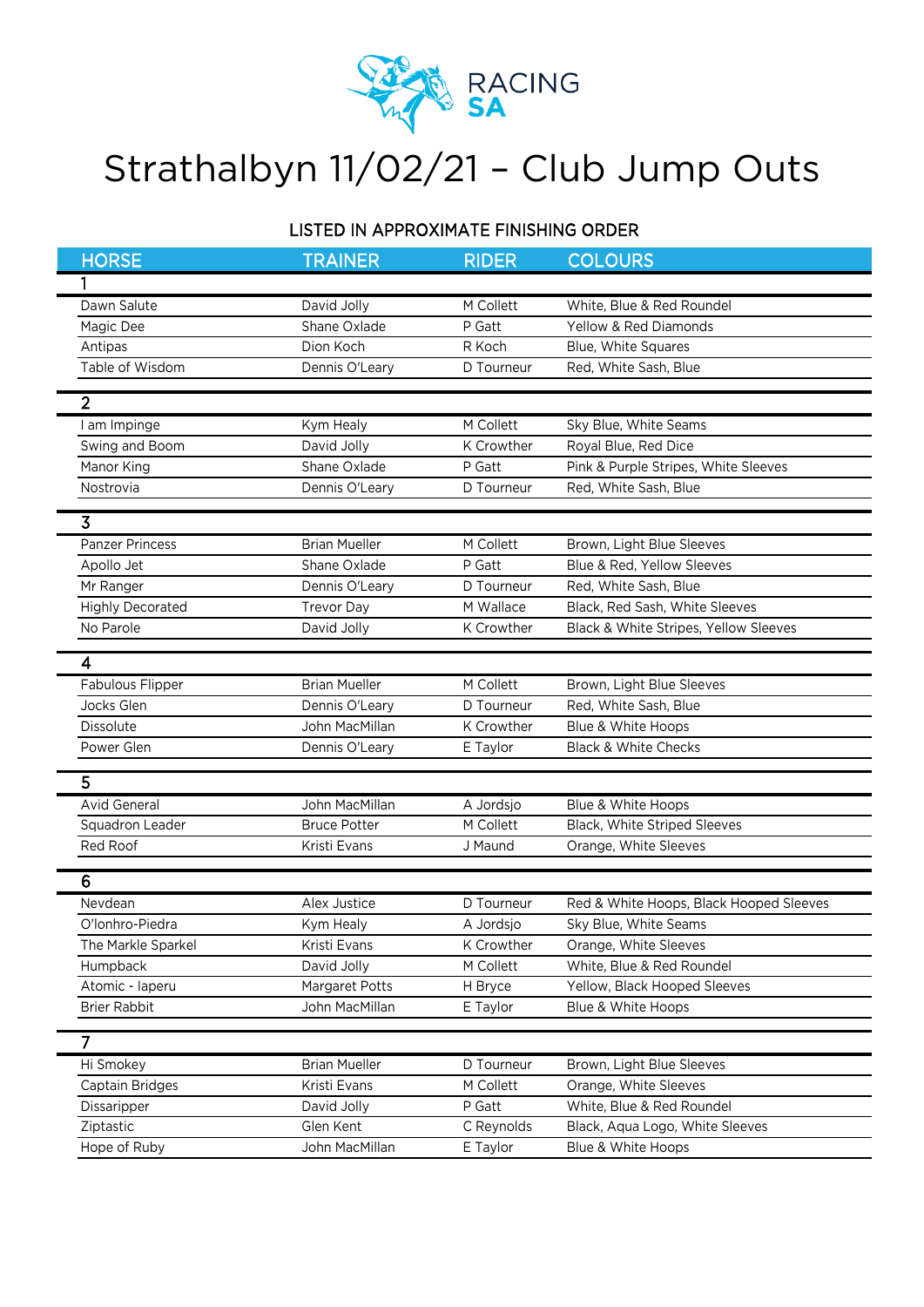# Strathalbyn 11/02/21 – Club Jump Outs

LISTED IN APPROXIMATE FINISHING ORDER

| HORSE | TRAINER | RIDER | COLOURS |
|---|---|---|---|
| **1** | | | |
| Dawn Salute | David Jolly | M Collett | White, Blue & Red Roundel |
| Magic Dee | Shane Oxlade | P Gatt | Yellow & Red Diamonds |
| Antipas | Dion Koch | R Koch | Blue, White Squares |
| Table of Wisdom | Dennis O'Leary | D Tourneur | Red, White Sash, Blue |
| **2** | | | |
| I am Impinge | Kym Healy | M Collett | Sky Blue, White Seams |
| Swing and Boom | David Jolly | K Crowther | Royal Blue, Red Dice |
| Manor King | Shane Oxlade | P Gatt | Pink & Purple Stripes, White Sleeves |
| Nostrovia | Dennis O'Leary | D Tourneur | Red, White Sash, Blue |
| **3** | | | |
| Panzer Princess | Brian Mueller | M Collett | Brown, Light Blue Sleeves |
| Apollo Jet | Shane Oxlade | P Gatt | Blue & Red, Yellow Sleeves |
| Mr Ranger | Dennis O'Leary | D Tourneur | Red, White Sash, Blue |
| Highly Decorated | Trevor Day | M Wallace | Black, Red Sash, White Sleeves |
| No Parole | David Jolly | K Crowther | Black & White Stripes, Yellow Sleeves |
| **4** | | | |
| Fabulous Flipper | Brian Mueller | M Collett | Brown, Light Blue Sleeves |
| Jocks Glen | Dennis O'Leary | D Tourneur | Red, White Sash, Blue |
| Dissolute | John MacMillan | K Crowther | Blue & White Hoops |
| Power Glen | Dennis O'Leary | E Taylor | Black & White Checks |
| **5** | | | |
| Avid General | John MacMillan | A Jordsjo | Blue & White Hoops |
| Squadron Leader | Bruce Potter | M Collett | Black, White Striped Sleeves |
| Red Roof | Kristi Evans | J Maund | Orange, White Sleeves |
| **6** | | | |
| Nevdean | Alex Justice | D Tourneur | Red & White Hoops, Black Hooped Sleeves |
| O'lonhro-Piedra | Kym Healy | A Jordsjo | Sky Blue, White Seams |
| The Markle Sparkel | Kristi Evans | K Crowther | Orange, White Sleeves |
| Humpback | David Jolly | M Collett | White, Blue & Red Roundel |
| Atomic - Iaperu | Margaret Potts | H Bryce | Yellow, Black Hooped Sleeves |
| Brier Rabbit | John MacMillan | E Taylor | Blue & White Hoops |
| **7** | | | |
| Hi Smokey | Brian Mueller | D Tourneur | Brown, Light Blue Sleeves |
| Captain Bridges | Kristi Evans | M Collett | Orange, White Sleeves |
| Dissaripper | David Jolly | P Gatt | White, Blue & Red Roundel |
| Ziptastic | Glen Kent | C Reynolds | Black, Aqua Logo, White Sleeves |
| Hope of Ruby | John MacMillan | E Taylor | Blue & White Hoops |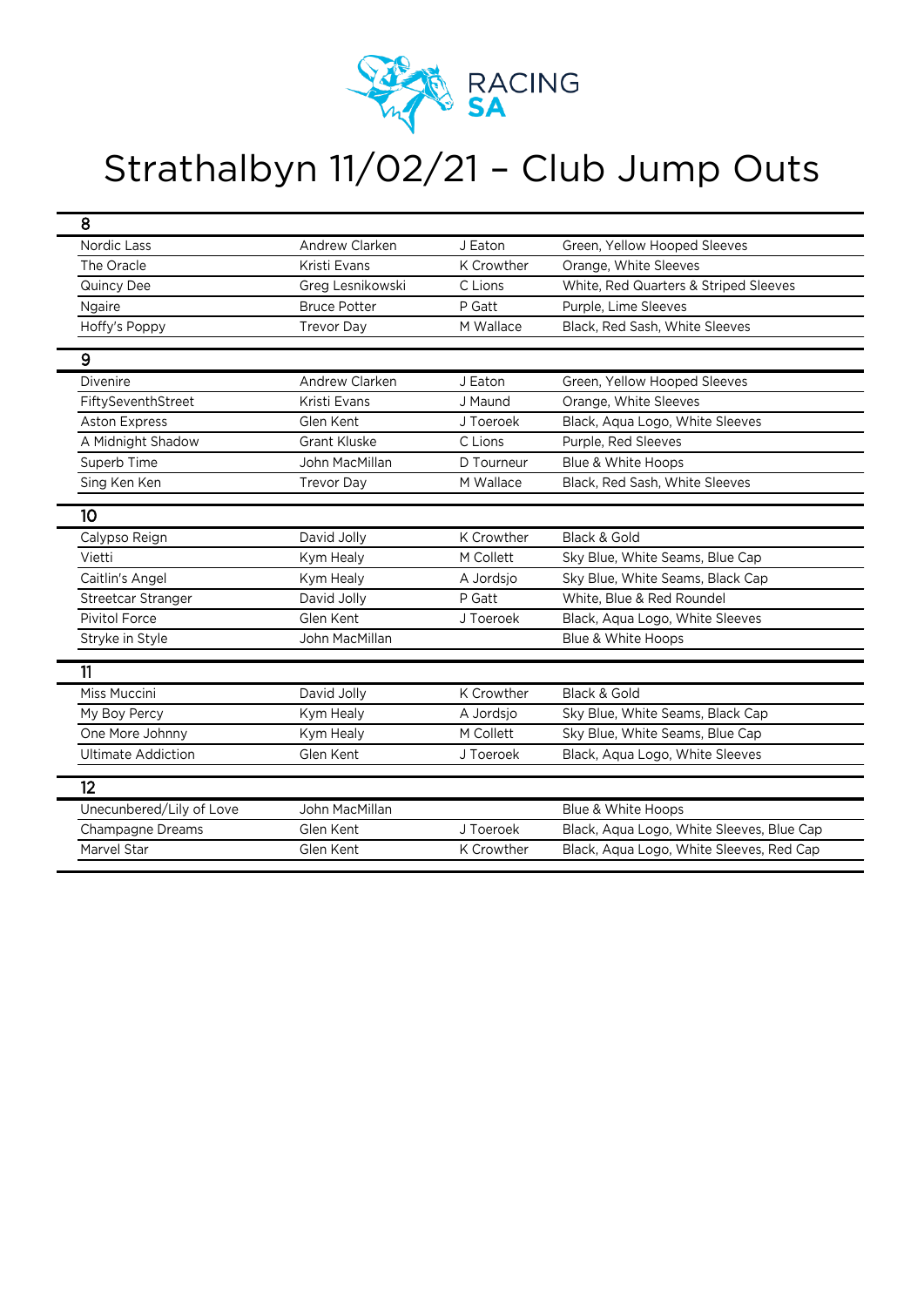# Strathalbyn 11/02/21 – Club Jump Outs

## 8

| | | | |
|---|---|---|---|
| Nordic Lass | Andrew Clarken | J Eaton | Green, Yellow Hooped Sleeves |
| The Oracle | Kristi Evans | K Crowther | Orange, White Sleeves |
| Quincy Dee | Greg Lesnikowski | C Lions | White, Red Quarters & Striped Sleeves |
| Ngaire | Bruce Potter | P Gatt | Purple, Lime Sleeves |
| Hoffy's Poppy | Trevor Day | M Wallace | Black, Red Sash, White Sleeves |

## 9

| | | | |
|---|---|---|---|
| Divenire | Andrew Clarken | J Eaton | Green, Yellow Hooped Sleeves |
| FiftySeventhStreet | Kristi Evans | J Maund | Orange, White Sleeves |
| Aston Express | Glen Kent | J Toeroek | Black, Aqua Logo, White Sleeves |
| A Midnight Shadow | Grant Kluske | C Lions | Purple, Red Sleeves |
| Superb Time | John MacMillan | D Tourneur | Blue & White Hoops |
| Sing Ken Ken | Trevor Day | M Wallace | Black, Red Sash, White Sleeves |

## 10

| | | | |
|---|---|---|---|
| Calypso Reign | David Jolly | K Crowther | Black & Gold |
| Vietti | Kym Healy | M Collett | Sky Blue, White Seams, Blue Cap |
| Caitlin's Angel | Kym Healy | A Jordsjo | Sky Blue, White Seams, Black Cap |
| Streetcar Stranger | David Jolly | P Gatt | White, Blue & Red Roundel |
| Pivitol Force | Glen Kent | J Toeroek | Black, Aqua Logo, White Sleeves |
| Stryke in Style | John MacMillan | | Blue & White Hoops |

## 11

| | | | |
|---|---|---|---|
| Miss Muccini | David Jolly | K Crowther | Black & Gold |
| My Boy Percy | Kym Healy | A Jordsjo | Sky Blue, White Seams, Black Cap |
| One More Johnny | Kym Healy | M Collett | Sky Blue, White Seams, Blue Cap |
| Ultimate Addiction | Glen Kent | J Toeroek | Black, Aqua Logo, White Sleeves |

## 12

| | | | |
|---|---|---|---|
| Unecunbered/Lily of Love | John MacMillan | | Blue & White Hoops |
| Champagne Dreams | Glen Kent | J Toeroek | Black, Aqua Logo, White Sleeves, Blue Cap |
| Marvel Star | Glen Kent | K Crowther | Black, Aqua Logo, White Sleeves, Red Cap |